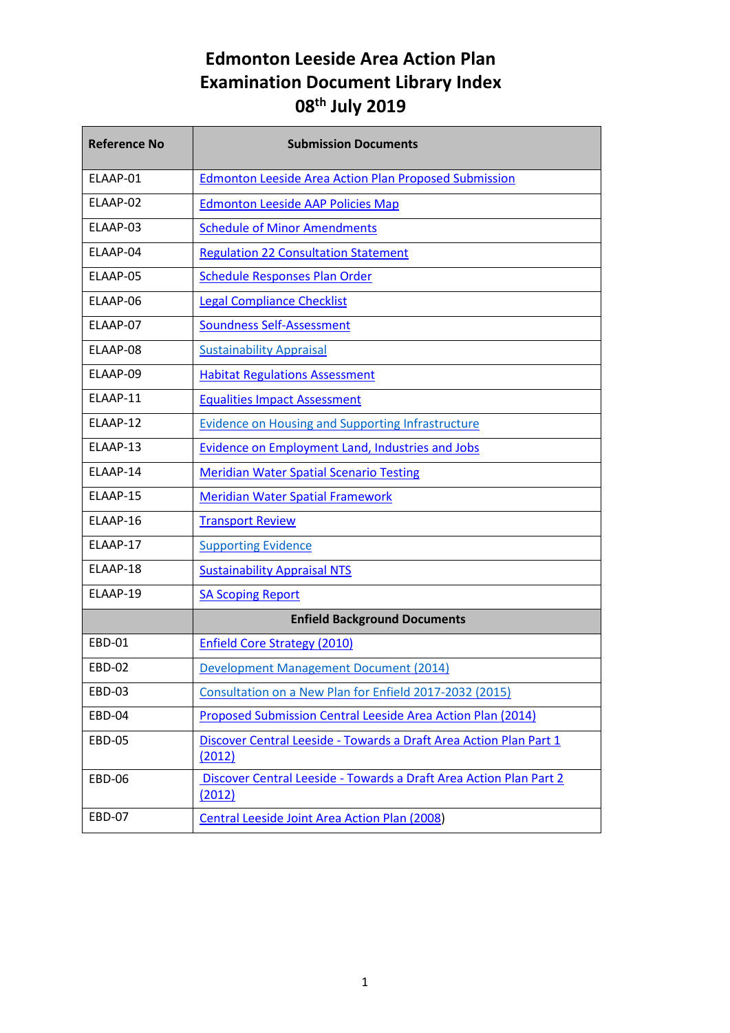# Edmonton Leeside Area Action Plan
# Examination Document Library Index
# 08th July 2019

| Reference No | Submission Documents |
|---|---|
| ELAAP-01 | Edmonton Leeside Area Action Plan Proposed Submission |
| ELAAP-02 | Edmonton Leeside AAP Policies Map |
| ELAAP-03 | Schedule of Minor Amendments |
| ELAAP-04 | Regulation 22 Consultation Statement |
| ELAAP-05 | Schedule Responses Plan Order |
| ELAAP-06 | Legal Compliance Checklist |
| ELAAP-07 | Soundness Self-Assessment |
| ELAAP-08 | Sustainability Appraisal |
| ELAAP-09 | Habitat Regulations Assessment |
| ELAAP-11 | Equalities Impact Assessment |
| ELAAP-12 | Evidence on Housing and Supporting Infrastructure |
| ELAAP-13 | Evidence on Employment Land, Industries and Jobs |
| ELAAP-14 | Meridian Water Spatial Scenario Testing |
| ELAAP-15 | Meridian Water Spatial Framework |
| ELAAP-16 | Transport Review |
| ELAAP-17 | Supporting Evidence |
| ELAAP-18 | Sustainability Appraisal NTS |
| ELAAP-19 | SA Scoping Report |
| | **Enfield Background Documents** |
| EBD-01 | Enfield Core Strategy (2010) |
| EBD-02 | Development Management Document (2014) |
| EBD-03 | Consultation on a New Plan for Enfield 2017-2032 (2015) |
| EBD-04 | Proposed Submission Central Leeside Area Action Plan (2014) |
| EBD-05 | Discover Central Leeside - Towards a Draft Area Action Plan Part 1 (2012) |
| EBD-06 | Discover Central Leeside - Towards a Draft Area Action Plan Part 2 (2012) |
| EBD-07 | Central Leeside Joint Area Action Plan (2008) |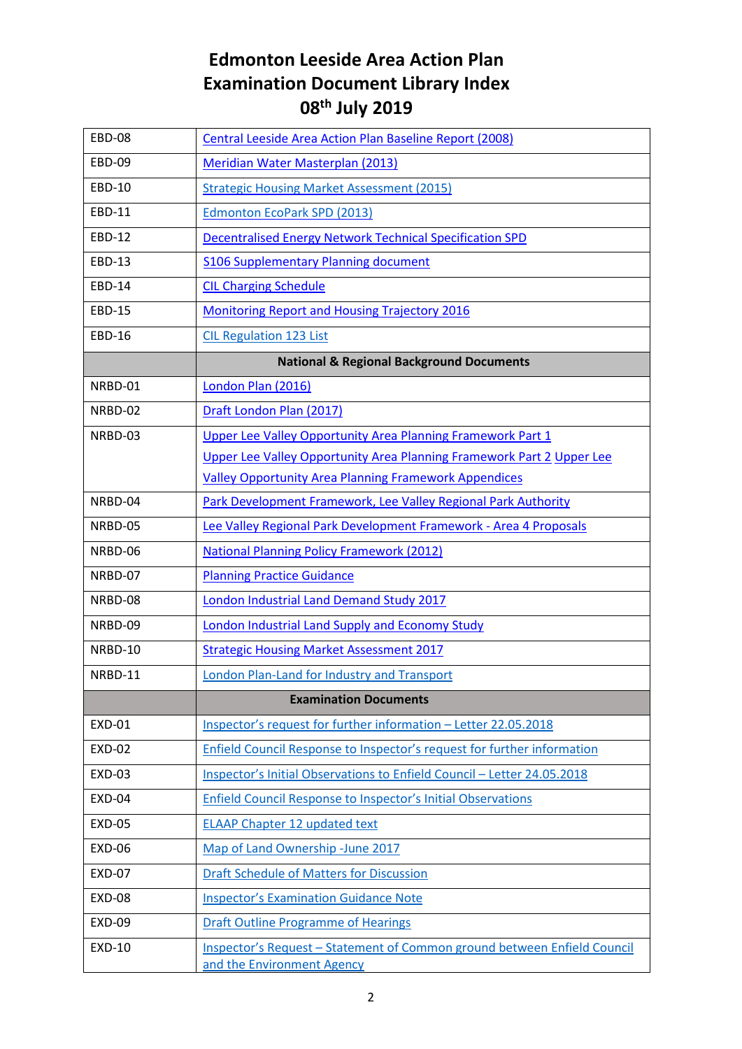# Edmonton Leeside Area Action Plan
# Examination Document Library Index
# 08th July 2019

| | |
|---|---|
| EBD-08 | Central Leeside Area Action Plan Baseline Report (2008) |
| EBD-09 | Meridian Water Masterplan (2013) |
| EBD-10 | Strategic Housing Market Assessment (2015) |
| EBD-11 | Edmonton EcoPark SPD (2013) |
| EBD-12 | Decentralised Energy Network Technical Specification SPD |
| EBD-13 | S106 Supplementary Planning document |
| EBD-14 | CIL Charging Schedule |
| EBD-15 | Monitoring Report and Housing Trajectory 2016 |
| EBD-16 | CIL Regulation 123 List |
| | **National & Regional Background Documents** |
| NRBD-01 | London Plan (2016) |
| NRBD-02 | Draft London Plan (2017) |
| NRBD-03 | Upper Lee Valley Opportunity Area Planning Framework Part 1<br>Upper Lee Valley Opportunity Area Planning Framework Part 2 Upper Lee Valley Opportunity Area Planning Framework Appendices |
| NRBD-04 | Park Development Framework, Lee Valley Regional Park Authority |
| NRBD-05 | Lee Valley Regional Park Development Framework - Area 4 Proposals |
| NRBD-06 | National Planning Policy Framework (2012) |
| NRBD-07 | Planning Practice Guidance |
| NRBD-08 | London Industrial Land Demand Study 2017 |
| NRBD-09 | London Industrial Land Supply and Economy Study |
| NRBD-10 | Strategic Housing Market Assessment 2017 |
| NRBD-11 | London Plan-Land for Industry and Transport |
| | **Examination Documents** |
| EXD-01 | Inspector's request for further information – Letter 22.05.2018 |
| EXD-02 | Enfield Council Response to Inspector's request for further information |
| EXD-03 | Inspector's Initial Observations to Enfield Council – Letter 24.05.2018 |
| EXD-04 | Enfield Council Response to Inspector's Initial Observations |
| EXD-05 | ELAAP Chapter 12 updated text |
| EXD-06 | Map of Land Ownership -June 2017 |
| EXD-07 | Draft Schedule of Matters for Discussion |
| EXD-08 | Inspector's Examination Guidance Note |
| EXD-09 | Draft Outline Programme of Hearings |
| EXD-10 | Inspector's Request – Statement of Common ground between Enfield Council and the Environment Agency |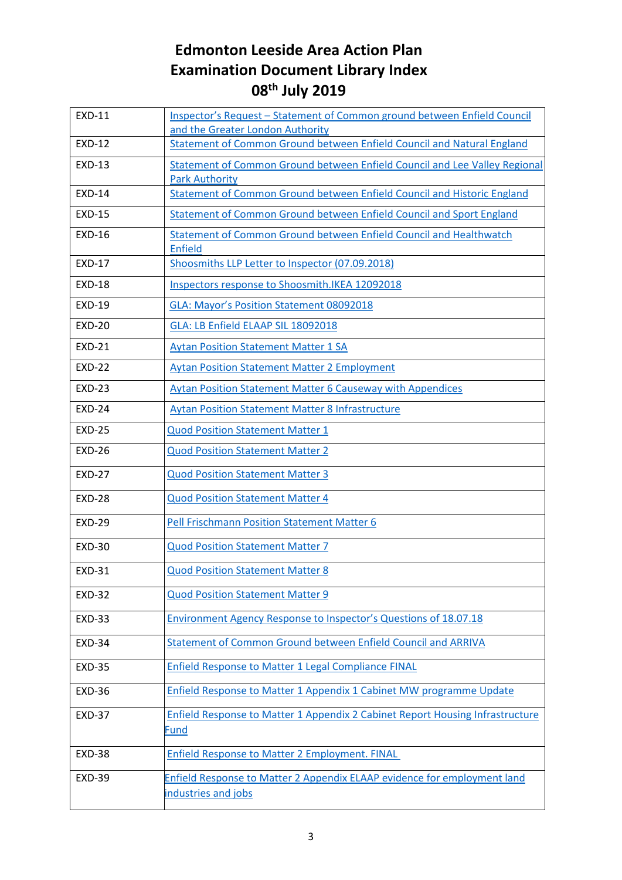# Edmonton Leeside Area Action Plan
# Examination Document Library Index
# 08th July 2019

| | |
|---|---|
| EXD-11 | Inspector's Request – Statement of Common ground between Enfield Council and the Greater London Authority |
| EXD-12 | Statement of Common Ground between Enfield Council and Natural England |
| EXD-13 | Statement of Common Ground between Enfield Council and Lee Valley Regional Park Authority |
| EXD-14 | Statement of Common Ground between Enfield Council and Historic England |
| EXD-15 | Statement of Common Ground between Enfield Council and Sport England |
| EXD-16 | Statement of Common Ground between Enfield Council and Healthwatch Enfield |
| EXD-17 | Shoosmiths LLP Letter to Inspector (07.09.2018) |
| EXD-18 | Inspectors response to Shoosmith.IKEA 12092018 |
| EXD-19 | GLA: Mayor's Position Statement 08092018 |
| EXD-20 | GLA: LB Enfield ELAAP SIL 18092018 |
| EXD-21 | Aytan Position Statement Matter 1 SA |
| EXD-22 | Aytan Position Statement Matter 2 Employment |
| EXD-23 | Aytan Position Statement Matter 6 Causeway with Appendices |
| EXD-24 | Aytan Position Statement Matter 8 Infrastructure |
| EXD-25 | Quod Position Statement Matter 1 |
| EXD-26 | Quod Position Statement Matter 2 |
| EXD-27 | Quod Position Statement Matter 3 |
| EXD-28 | Quod Position Statement Matter 4 |
| EXD-29 | Pell Frischmann Position Statement Matter 6 |
| EXD-30 | Quod Position Statement Matter 7 |
| EXD-31 | Quod Position Statement Matter 8 |
| EXD-32 | Quod Position Statement Matter 9 |
| EXD-33 | Environment Agency Response to Inspector's Questions of 18.07.18 |
| EXD-34 | Statement of Common Ground between Enfield Council and ARRIVA |
| EXD-35 | Enfield Response to Matter 1 Legal Compliance FINAL |
| EXD-36 | Enfield Response to Matter 1 Appendix 1 Cabinet MW programme Update |
| EXD-37 | Enfield Response to Matter 1 Appendix 2 Cabinet Report Housing Infrastructure Fund |
| EXD-38 | Enfield Response to Matter 2 Employment. FINAL |
| EXD-39 | Enfield Response to Matter 2 Appendix ELAAP evidence for employment land industries and jobs |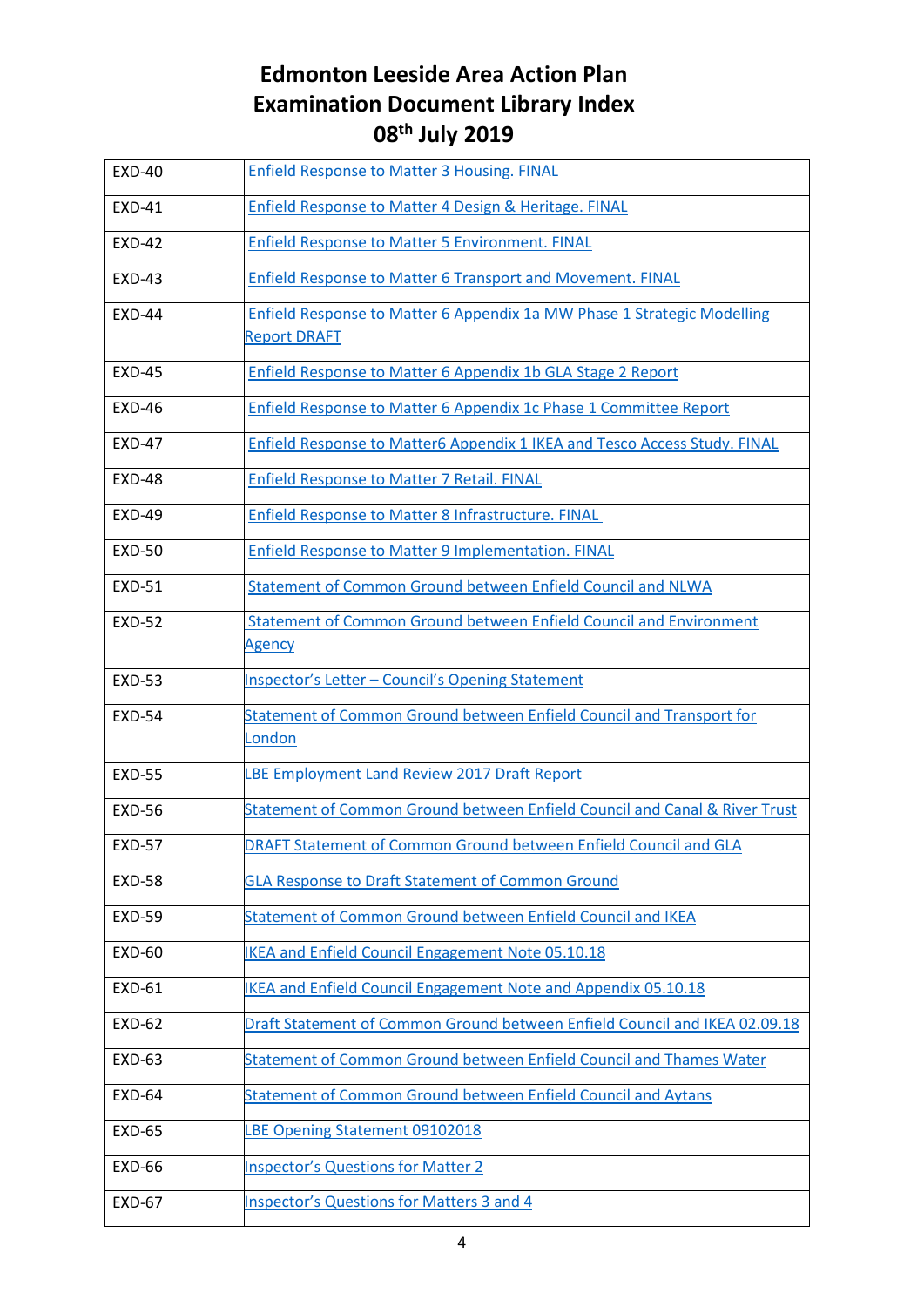# Edmonton Leeside Area Action Plan
# Examination Document Library Index
# 08th July 2019

| | |
|---|---|
| EXD-40 | Enfield Response to Matter 3 Housing. FINAL |
| EXD-41 | Enfield Response to Matter 4 Design & Heritage. FINAL |
| EXD-42 | Enfield Response to Matter 5 Environment. FINAL |
| EXD-43 | Enfield Response to Matter 6 Transport and Movement. FINAL |
| EXD-44 | Enfield Response to Matter 6 Appendix 1a MW Phase 1 Strategic Modelling Report DRAFT |
| EXD-45 | Enfield Response to Matter 6 Appendix 1b GLA Stage 2 Report |
| EXD-46 | Enfield Response to Matter 6 Appendix 1c Phase 1 Committee Report |
| EXD-47 | Enfield Response to Matter6 Appendix 1 IKEA and Tesco Access Study. FINAL |
| EXD-48 | Enfield Response to Matter 7 Retail. FINAL |
| EXD-49 | Enfield Response to Matter 8 Infrastructure. FINAL |
| EXD-50 | Enfield Response to Matter 9 Implementation. FINAL |
| EXD-51 | Statement of Common Ground between Enfield Council and NLWA |
| EXD-52 | Statement of Common Ground between Enfield Council and Environment Agency |
| EXD-53 | Inspector's Letter – Council's Opening Statement |
| EXD-54 | Statement of Common Ground between Enfield Council and Transport for London |
| EXD-55 | LBE Employment Land Review 2017 Draft Report |
| EXD-56 | Statement of Common Ground between Enfield Council and Canal & River Trust |
| EXD-57 | DRAFT Statement of Common Ground between Enfield Council and GLA |
| EXD-58 | GLA Response to Draft Statement of Common Ground |
| EXD-59 | Statement of Common Ground between Enfield Council and IKEA |
| EXD-60 | IKEA and Enfield Council Engagement Note 05.10.18 |
| EXD-61 | IKEA and Enfield Council Engagement Note and Appendix 05.10.18 |
| EXD-62 | Draft Statement of Common Ground between Enfield Council and IKEA 02.09.18 |
| EXD-63 | Statement of Common Ground between Enfield Council and Thames Water |
| EXD-64 | Statement of Common Ground between Enfield Council and Aytans |
| EXD-65 | LBE Opening Statement 09102018 |
| EXD-66 | Inspector's Questions for Matter 2 |
| EXD-67 | Inspector's Questions for Matters 3 and 4 |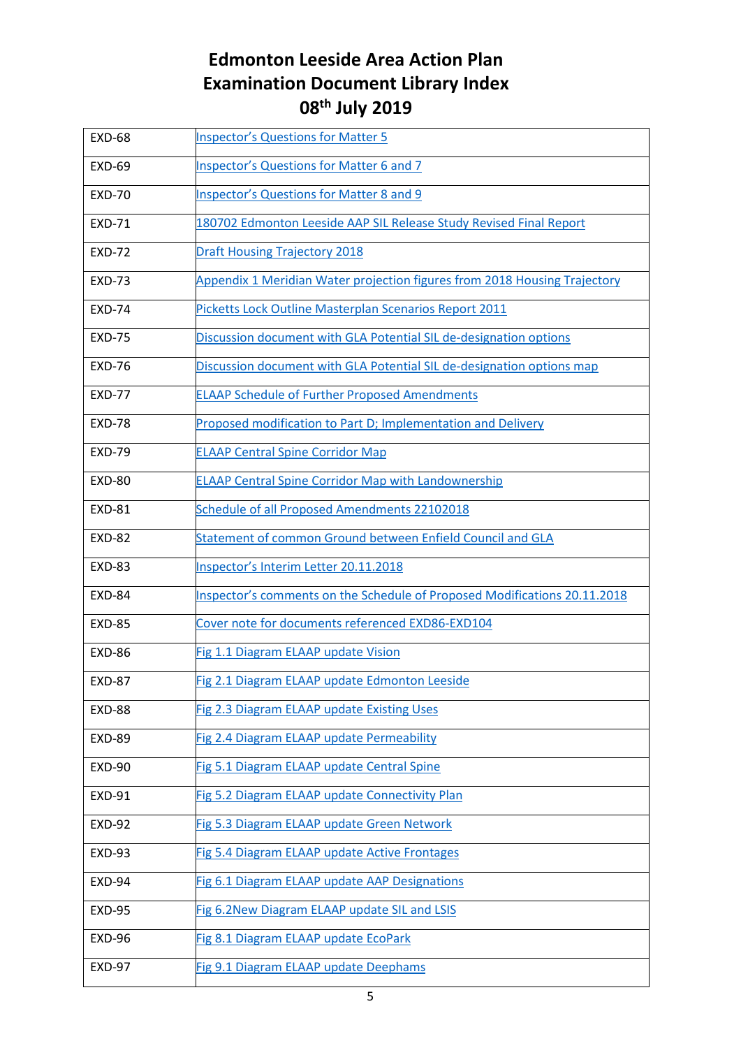# Edmonton Leeside Area Action Plan Examination Document Library Index 08th July 2019

| | |
|---|---|
| EXD-68 | Inspector's Questions for Matter 5 |
| EXD-69 | Inspector's Questions for Matter 6 and 7 |
| EXD-70 | Inspector's Questions for Matter 8 and 9 |
| EXD-71 | 180702 Edmonton Leeside AAP SIL Release Study Revised Final Report |
| EXD-72 | Draft Housing Trajectory 2018 |
| EXD-73 | Appendix 1 Meridian Water projection figures from 2018 Housing Trajectory |
| EXD-74 | Picketts Lock Outline Masterplan Scenarios Report 2011 |
| EXD-75 | Discussion document with GLA Potential SIL de-designation options |
| EXD-76 | Discussion document with GLA Potential SIL de-designation options map |
| EXD-77 | ELAAP Schedule of Further Proposed Amendments |
| EXD-78 | Proposed modification to Part D; Implementation and Delivery |
| EXD-79 | ELAAP Central Spine Corridor Map |
| EXD-80 | ELAAP Central Spine Corridor Map with Landownership |
| EXD-81 | Schedule of all Proposed Amendments 22102018 |
| EXD-82 | Statement of common Ground between Enfield Council and GLA |
| EXD-83 | Inspector's Interim Letter 20.11.2018 |
| EXD-84 | Inspector's comments on the Schedule of Proposed Modifications 20.11.2018 |
| EXD-85 | Cover note for documents referenced EXD86-EXD104 |
| EXD-86 | Fig 1.1 Diagram ELAAP update Vision |
| EXD-87 | Fig 2.1 Diagram ELAAP update Edmonton Leeside |
| EXD-88 | Fig 2.3 Diagram ELAAP update Existing Uses |
| EXD-89 | Fig 2.4 Diagram ELAAP update Permeability |
| EXD-90 | Fig 5.1 Diagram ELAAP update Central Spine |
| EXD-91 | Fig 5.2 Diagram ELAAP update Connectivity Plan |
| EXD-92 | Fig 5.3 Diagram ELAAP update Green Network |
| EXD-93 | Fig 5.4 Diagram ELAAP update Active Frontages |
| EXD-94 | Fig 6.1 Diagram ELAAP update AAP Designations |
| EXD-95 | Fig 6.2New Diagram ELAAP update SIL and LSIS |
| EXD-96 | Fig 8.1 Diagram ELAAP update EcoPark |
| EXD-97 | Fig 9.1 Diagram ELAAP update Deephams |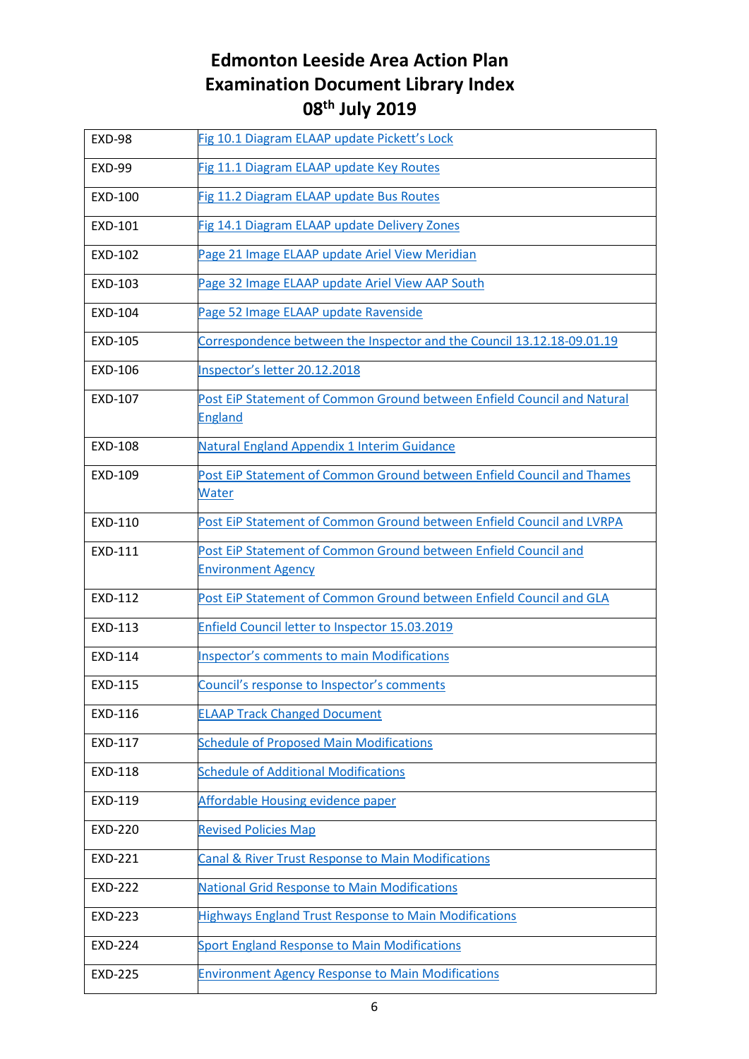# Edmonton Leeside Area Action Plan
# Examination Document Library Index
# 08th July 2019

| | |
|---|---|
| EXD-98 | Fig 10.1 Diagram ELAAP update Pickett's Lock |
| EXD-99 | Fig 11.1 Diagram ELAAP update Key Routes |
| EXD-100 | Fig 11.2 Diagram ELAAP update Bus Routes |
| EXD-101 | Fig 14.1 Diagram ELAAP update Delivery Zones |
| EXD-102 | Page 21 Image ELAAP update Ariel View Meridian |
| EXD-103 | Page 32 Image ELAAP update Ariel View AAP South |
| EXD-104 | Page 52 Image ELAAP update Ravenside |
| EXD-105 | Correspondence between the Inspector and the Council 13.12.18-09.01.19 |
| EXD-106 | Inspector's letter 20.12.2018 |
| EXD-107 | Post EiP Statement of Common Ground between Enfield Council and Natural England |
| EXD-108 | Natural England Appendix 1 Interim Guidance |
| EXD-109 | Post EiP Statement of Common Ground between Enfield Council and Thames Water |
| EXD-110 | Post EiP Statement of Common Ground between Enfield Council and LVRPA |
| EXD-111 | Post EiP Statement of Common Ground between Enfield Council and Environment Agency |
| EXD-112 | Post EiP Statement of Common Ground between Enfield Council and GLA |
| EXD-113 | Enfield Council letter to Inspector 15.03.2019 |
| EXD-114 | Inspector's comments to main Modifications |
| EXD-115 | Council's response to Inspector's comments |
| EXD-116 | ELAAP Track Changed Document |
| EXD-117 | Schedule of Proposed Main Modifications |
| EXD-118 | Schedule of Additional Modifications |
| EXD-119 | Affordable Housing evidence paper |
| EXD-220 | Revised Policies Map |
| EXD-221 | Canal & River Trust Response to Main Modifications |
| EXD-222 | National Grid Response to Main Modifications |
| EXD-223 | Highways England Trust Response to Main Modifications |
| EXD-224 | Sport England Response to Main Modifications |
| EXD-225 | Environment Agency Response to Main Modifications |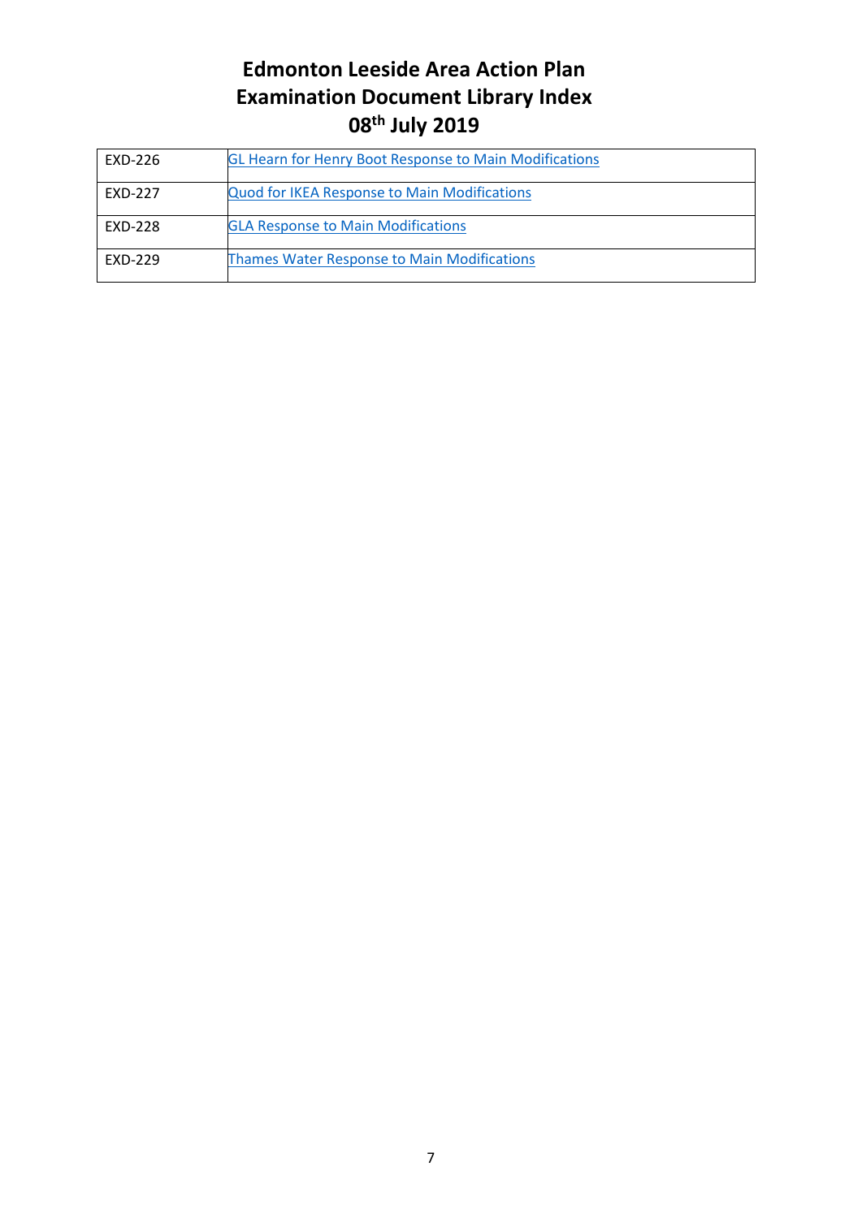# Edmonton Leeside Area Action Plan
# Examination Document Library Index
# 08th July 2019

| | |
|---|---|
| EXD-226 | GL Hearn for Henry Boot Response to Main Modifications |
| EXD-227 | Quod for IKEA Response to Main Modifications |
| EXD-228 | GLA Response to Main Modifications |
| EXD-229 | Thames Water Response to Main Modifications |